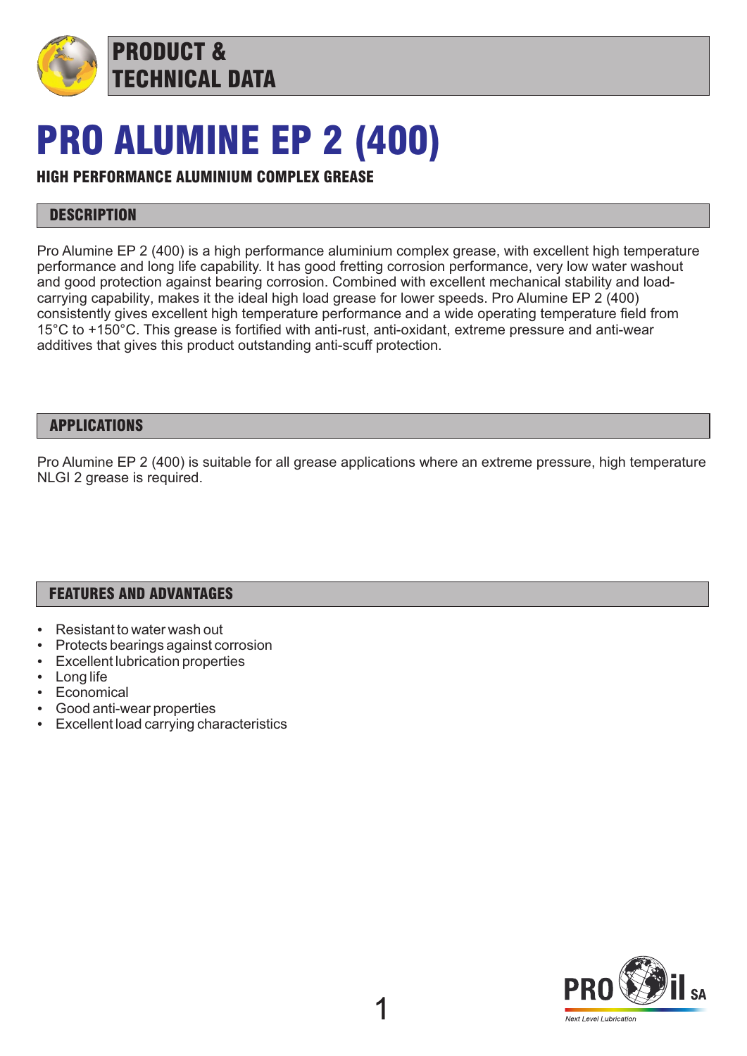# PRODUCT & TECHNICAL DATA

# PRO ALUMINE EP 2 (400)

### HIGH PERFORMANCE ALUMINIUM COMPLEX GREASE

## DESCRIPTION

Pro Alumine EP 2 (400) is a high performance aluminium complex grease, with excellent high temperature performance and long life capability. It has good fretting corrosion performance, very low water washout and good protection against bearing corrosion. Combined with excellent mechanical stability and load-carrying capability, makes it the ideal high load grease for lower speeds. Pro Alumine EP 2 (400) consistently gives excellent high temperature performance and a wide operating temperature field from 15°C to +150°C. This grease is fortified with anti-rust, anti-oxidant, extreme pressure and anti-wear additives that gives this product outstanding anti-scuff protection.

## APPLICATIONS

Pro Alumine EP 2 (400) is suitable for all grease applications where an extreme pressure, high temperature NLGI 2 grease is required.

## FEATURES AND ADVANTAGES

- Resistant to water wash out
- Protects bearings against corrosion
- Excellent lubrication properties
- Long life
- Economical
- Good anti-wear properties
- Excellent load carrying characteristics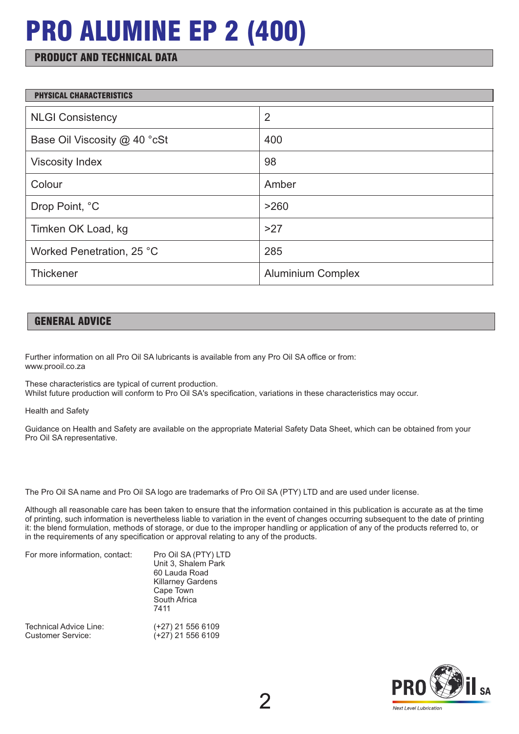# PRO ALUMINE EP 2 (400)

## PRODUCT AND TECHNICAL DATA

### PHYSICAL CHARACTERISTICS

| | |
|---|---|
| NLGI Consistency | 2 |
| Base Oil Viscosity @ 40 °cSt | 400 |
| Viscosity Index | 98 |
| Colour | Amber |
| Drop Point, °C | >260 |
| Timken OK Load, kg | >27 |
| Worked Penetration, 25 °C | 285 |
| Thickener | Aluminium Complex |

## GENERAL ADVICE

Further information on all Pro Oil SA lubricants is available from any Pro Oil SA office or from:
www.prooil.co.za

These characteristics are typical of current production.
Whilst future production will conform to Pro Oil SA's specification, variations in these characteristics may occur.

Health and Safety

Guidance on Health and Safety are available on the appropriate Material Safety Data Sheet, which can be obtained from your Pro Oil SA representative.

The Pro Oil SA name and Pro Oil SA logo are trademarks of Pro Oil SA (PTY) LTD and are used under license.

Although all reasonable care has been taken to ensure that the information contained in this publication is accurate as at the time of printing, such information is nevertheless liable to variation in the event of changes occurring subsequent to the date of printing it: the blend formulation, methods of storage, or due to the improper handling or application of any of the products referred to, or in the requirements of any specification or approval relating to any of the products.

For more information, contact:

Pro Oil SA (PTY) LTD
Unit 3, Shalem Park
60 Lauda Road
Killarney Gardens
Cape Town
South Africa
7411

Technical Advice Line: (+27) 21 556 6109
Customer Service: (+27) 21 556 6109

PRO Oil SA
Next Level Lubrication